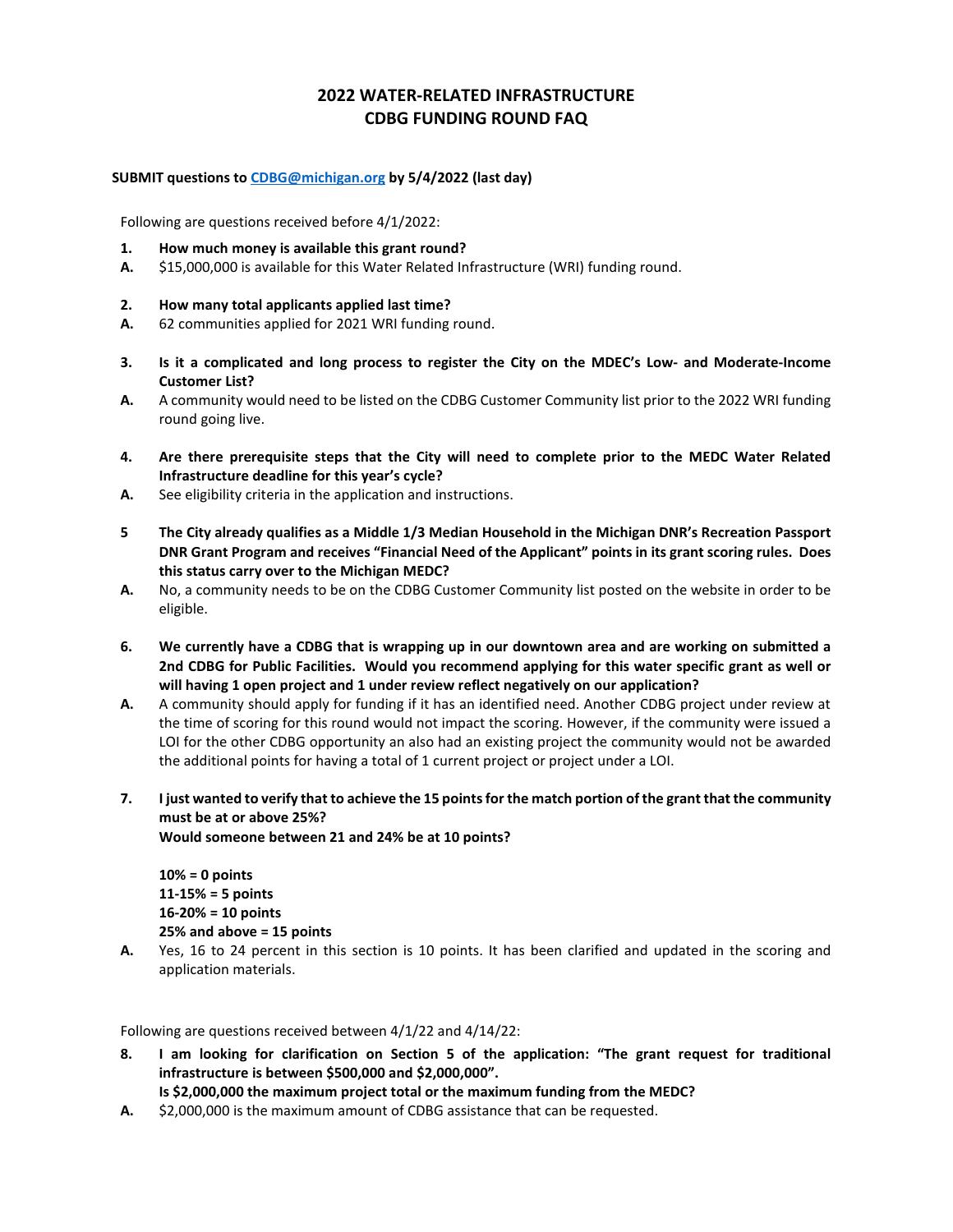# 2022 WATER-RELATED INFRASTRUCTURE CDBG FUNDING ROUND FAQ

**SUBMIT questions to [CDBG@michigan.org](mailto:CDBG@michigan.org) by 5/4/2022 (last day)**

Following are questions received before 4/1/2022:

**1. How much money is available this grant round?**

**A.** $15,000,000 is available for this Water Related Infrastructure (WRI) funding round.

**2. How many total applicants applied last time?**

**A.** 62 communities applied for 2021 WRI funding round.

**3. Is it a complicated and long process to register the City on the MDEC's Low- and Moderate-Income Customer List?**

**A.** A community would need to be listed on the CDBG Customer Community list prior to the 2022 WRI funding round going live.

**4. Are there prerequisite steps that the City will need to complete prior to the MEDC Water Related Infrastructure deadline for this year's cycle?**

**A.** See eligibility criteria in the application and instructions.

**5 The City already qualifies as a Middle 1/3 Median Household in the Michigan DNR's Recreation Passport DNR Grant Program and receives "Financial Need of the Applicant" points in its grant scoring rules. Does this status carry over to the Michigan MEDC?**

**A.** No, a community needs to be on the CDBG Customer Community list posted on the website in order to be eligible.

**6. We currently have a CDBG that is wrapping up in our downtown area and are working on submitted a 2nd CDBG for Public Facilities. Would you recommend applying for this water specific grant as well or will having 1 open project and 1 under review reflect negatively on our application?**

**A.** A community should apply for funding if it has an identified need. Another CDBG project under review at the time of scoring for this round would not impact the scoring. However, if the community were issued a LOI for the other CDBG opportunity an also had an existing project the community would not be awarded the additional points for having a total of 1 current project or project under a LOI.

**7. I just wanted to verify that to achieve the 15 points for the match portion of the grant that the community must be at or above 25%?**
**Would someone between 21 and 24% be at 10 points?**

**10% = 0 points**
**11-15% = 5 points**
**16-20% = 10 points**
**25% and above = 15 points**

**A.** Yes, 16 to 24 percent in this section is 10 points. It has been clarified and updated in the scoring and application materials.

Following are questions received between 4/1/22 and 4/14/22:

**8. I am looking for clarification on Section 5 of the application: "The grant request for traditional infrastructure is between $500,000 and $2,000,000".**
**Is $2,000,000 the maximum project total or the maximum funding from the MEDC?**

**A.** $2,000,000 is the maximum amount of CDBG assistance that can be requested.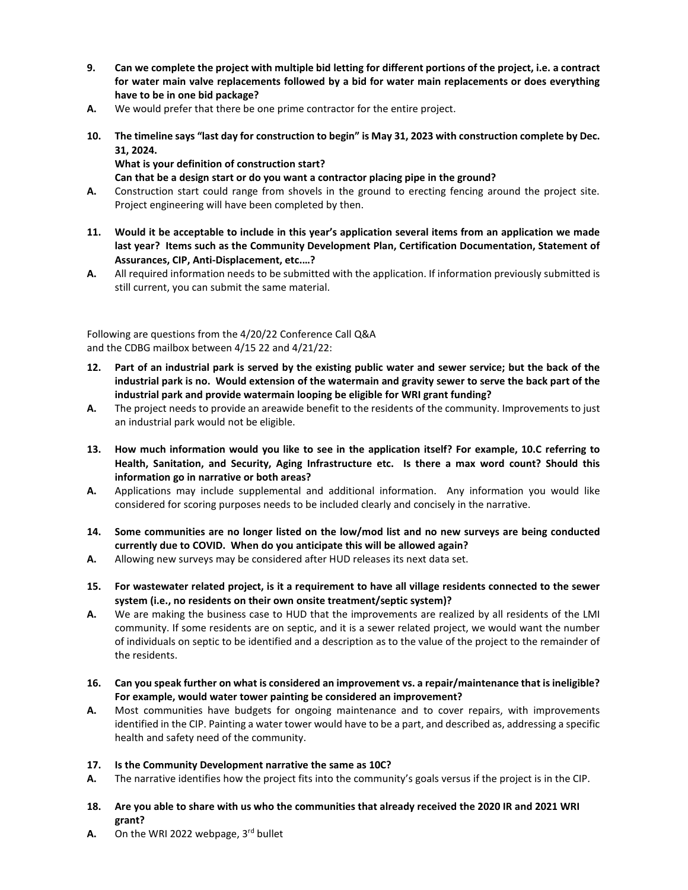**9. Can we complete the project with multiple bid letting for different portions of the project, i.e. a contract for water main valve replacements followed by a bid for water main replacements or does everything have to be in one bid package?**

**A.** We would prefer that there be one prime contractor for the entire project.

**10. The timeline says "last day for construction to begin" is May 31, 2023 with construction complete by Dec. 31, 2024.**
**What is your definition of construction start?**
**Can that be a design start or do you want a contractor placing pipe in the ground?**

**A.** Construction start could range from shovels in the ground to erecting fencing around the project site. Project engineering will have been completed by then.

**11. Would it be acceptable to include in this year's application several items from an application we made last year? Items such as the Community Development Plan, Certification Documentation, Statement of Assurances, CIP, Anti-Displacement, etc.…?**

**A.** All required information needs to be submitted with the application. If information previously submitted is still current, you can submit the same material.

Following are questions from the 4/20/22 Conference Call Q&A
and the CDBG mailbox between 4/15 22 and 4/21/22:

**12. Part of an industrial park is served by the existing public water and sewer service; but the back of the industrial park is no. Would extension of the watermain and gravity sewer to serve the back part of the industrial park and provide watermain looping be eligible for WRI grant funding?**

**A.** The project needs to provide an areawide benefit to the residents of the community. Improvements to just an industrial park would not be eligible.

**13. How much information would you like to see in the application itself? For example, 10.C referring to Health, Sanitation, and Security, Aging Infrastructure etc. Is there a max word count? Should this information go in narrative or both areas?**

**A.** Applications may include supplemental and additional information. Any information you would like considered for scoring purposes needs to be included clearly and concisely in the narrative.

**14. Some communities are no longer listed on the low/mod list and no new surveys are being conducted currently due to COVID. When do you anticipate this will be allowed again?**

**A.** Allowing new surveys may be considered after HUD releases its next data set.

**15. For wastewater related project, is it a requirement to have all village residents connected to the sewer system (i.e., no residents on their own onsite treatment/septic system)?**

**A.** We are making the business case to HUD that the improvements are realized by all residents of the LMI community. If some residents are on septic, and it is a sewer related project, we would want the number of individuals on septic to be identified and a description as to the value of the project to the remainder of the residents.

**16. Can you speak further on what is considered an improvement vs. a repair/maintenance that is ineligible? For example, would water tower painting be considered an improvement?**

**A.** Most communities have budgets for ongoing maintenance and to cover repairs, with improvements identified in the CIP. Painting a water tower would have to be a part, and described as, addressing a specific health and safety need of the community.

**17. Is the Community Development narrative the same as 10C?**

**A.** The narrative identifies how the project fits into the community's goals versus if the project is in the CIP.

**18. Are you able to share with us who the communities that already received the 2020 IR and 2021 WRI grant?**

**A.** On the WRI 2022 webpage, 3rd bullet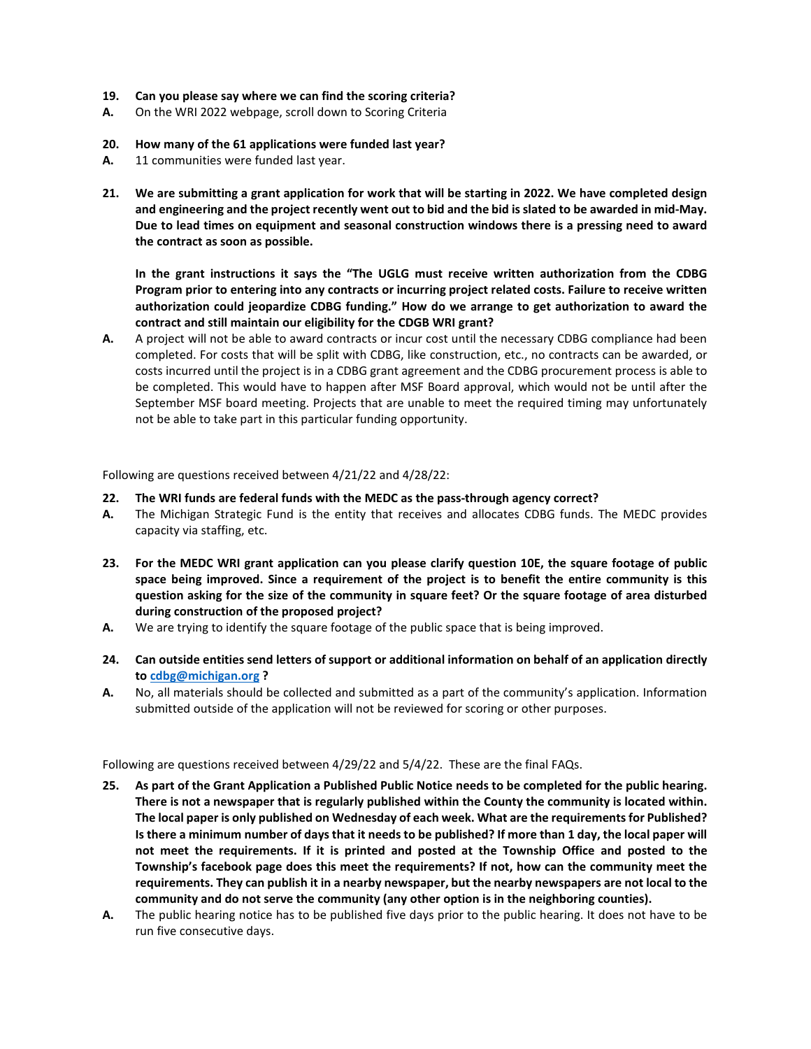**19. Can you please say where we can find the scoring criteria?**

**A.** On the WRI 2022 webpage, scroll down to Scoring Criteria

**20. How many of the 61 applications were funded last year?**

**A.** 11 communities were funded last year.

**21. We are submitting a grant application for work that will be starting in 2022. We have completed design and engineering and the project recently went out to bid and the bid is slated to be awarded in mid-May. Due to lead times on equipment and seasonal construction windows there is a pressing need to award the contract as soon as possible.**

**In the grant instructions it says the "The UGLG must receive written authorization from the CDBG Program prior to entering into any contracts or incurring project related costs. Failure to receive written authorization could jeopardize CDBG funding." How do we arrange to get authorization to award the contract and still maintain our eligibility for the CDGB WRI grant?**

**A.** A project will not be able to award contracts or incur cost until the necessary CDBG compliance had been completed. For costs that will be split with CDBG, like construction, etc., no contracts can be awarded, or costs incurred until the project is in a CDBG grant agreement and the CDBG procurement process is able to be completed. This would have to happen after MSF Board approval, which would not be until after the September MSF board meeting. Projects that are unable to meet the required timing may unfortunately not be able to take part in this particular funding opportunity.

Following are questions received between 4/21/22 and 4/28/22:

**22. The WRI funds are federal funds with the MEDC as the pass-through agency correct?**

**A.** The Michigan Strategic Fund is the entity that receives and allocates CDBG funds. The MEDC provides capacity via staffing, etc.

**23. For the MEDC WRI grant application can you please clarify question 10E, the square footage of public space being improved. Since a requirement of the project is to benefit the entire community is this question asking for the size of the community in square feet? Or the square footage of area disturbed during construction of the proposed project?**

**A.** We are trying to identify the square footage of the public space that is being improved.

**24. Can outside entities send letters of support or additional information on behalf of an application directly to cdbg@michigan.org ?**

**A.** No, all materials should be collected and submitted as a part of the community's application. Information submitted outside of the application will not be reviewed for scoring or other purposes.

Following are questions received between 4/29/22 and 5/4/22. These are the final FAQs.

**25. As part of the Grant Application a Published Public Notice needs to be completed for the public hearing. There is not a newspaper that is regularly published within the County the community is located within. The local paper is only published on Wednesday of each week. What are the requirements for Published? Is there a minimum number of days that it needs to be published? If more than 1 day, the local paper will not meet the requirements. If it is printed and posted at the Township Office and posted to the Township's facebook page does this meet the requirements? If not, how can the community meet the requirements. They can publish it in a nearby newspaper, but the nearby newspapers are not local to the community and do not serve the community (any other option is in the neighboring counties).**

**A.** The public hearing notice has to be published five days prior to the public hearing. It does not have to be run five consecutive days.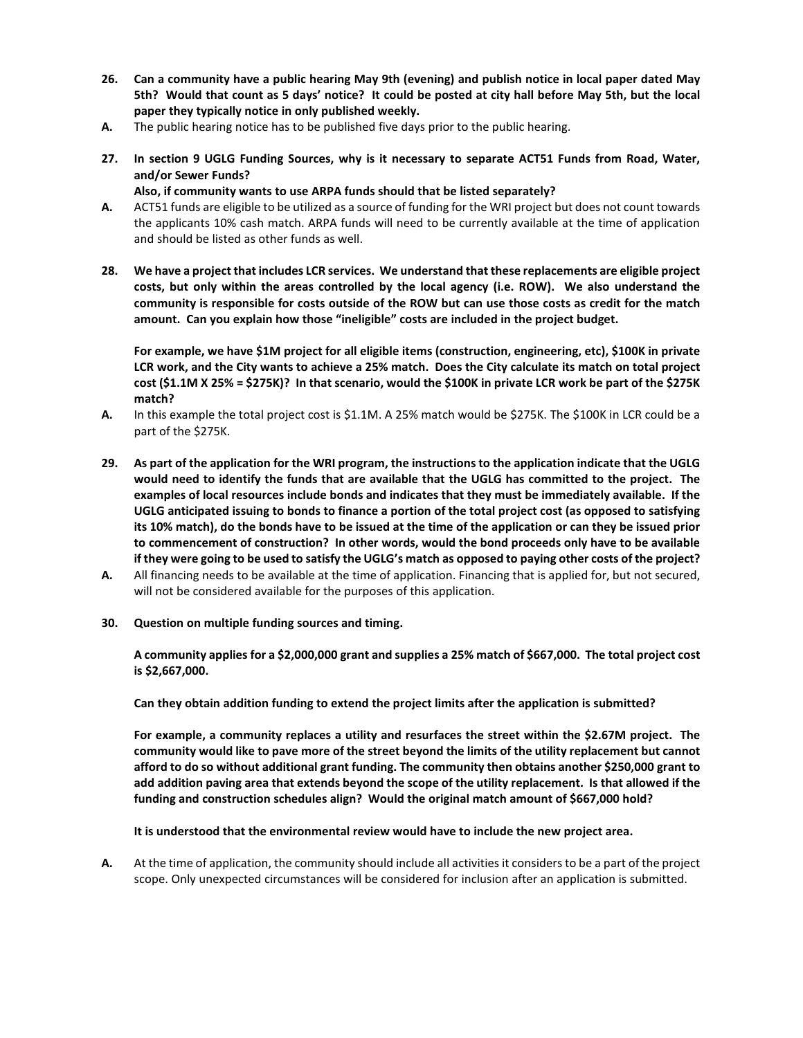**26. Can a community have a public hearing May 9th (evening) and publish notice in local paper dated May 5th? Would that count as 5 days' notice? It could be posted at city hall before May 5th, but the local paper they typically notice in only published weekly.**

**A.** The public hearing notice has to be published five days prior to the public hearing.

**27. In section 9 UGLG Funding Sources, why is it necessary to separate ACT51 Funds from Road, Water, and/or Sewer Funds?**

**Also, if community wants to use ARPA funds should that be listed separately?**

**A.** ACT51 funds are eligible to be utilized as a source of funding for the WRI project but does not count towards the applicants 10% cash match. ARPA funds will need to be currently available at the time of application and should be listed as other funds as well.

**28. We have a project that includes LCR services. We understand that these replacements are eligible project costs, but only within the areas controlled by the local agency (i.e. ROW). We also understand the community is responsible for costs outside of the ROW but can use those costs as credit for the match amount. Can you explain how those "ineligible" costs are included in the project budget.**

**For example, we have $1M project for all eligible items (construction, engineering, etc), $100K in private LCR work, and the City wants to achieve a 25% match. Does the City calculate its match on total project cost ($1.1M X 25% = $275K)? In that scenario, would the $100K in private LCR work be part of the $275K match?**

**A.** In this example the total project cost is $1.1M. A 25% match would be $275K. The $100K in LCR could be a part of the $275K.

**29. As part of the application for the WRI program, the instructions to the application indicate that the UGLG would need to identify the funds that are available that the UGLG has committed to the project. The examples of local resources include bonds and indicates that they must be immediately available. If the UGLG anticipated issuing to bonds to finance a portion of the total project cost (as opposed to satisfying its 10% match), do the bonds have to be issued at the time of the application or can they be issued prior to commencement of construction? In other words, would the bond proceeds only have to be available if they were going to be used to satisfy the UGLG's match as opposed to paying other costs of the project?**

**A.** All financing needs to be available at the time of application. Financing that is applied for, but not secured, will not be considered available for the purposes of this application.

**30. Question on multiple funding sources and timing.**

**A community applies for a $2,000,000 grant and supplies a 25% match of $667,000. The total project cost is $2,667,000.**

**Can they obtain addition funding to extend the project limits after the application is submitted?**

**For example, a community replaces a utility and resurfaces the street within the $2.67M project. The community would like to pave more of the street beyond the limits of the utility replacement but cannot afford to do so without additional grant funding. The community then obtains another $250,000 grant to add addition paving area that extends beyond the scope of the utility replacement. Is that allowed if the funding and construction schedules align? Would the original match amount of $667,000 hold?**

**It is understood that the environmental review would have to include the new project area.**

**A.** At the time of application, the community should include all activities it considers to be a part of the project scope. Only unexpected circumstances will be considered for inclusion after an application is submitted.